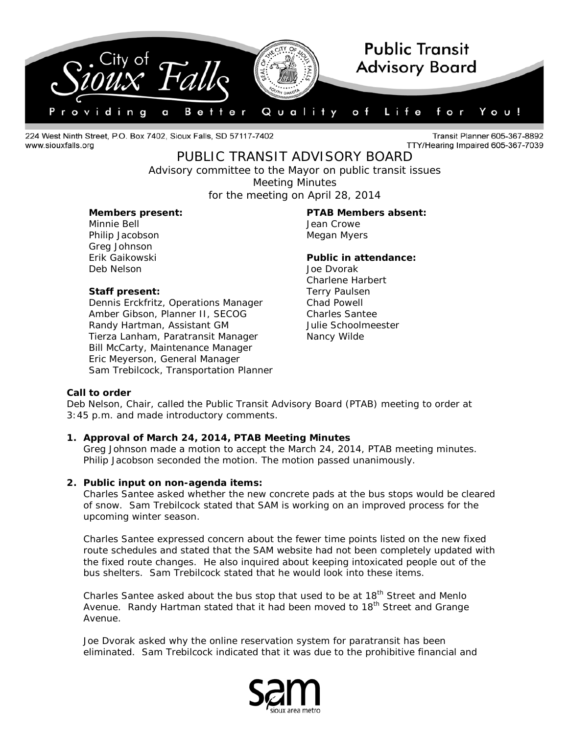224 West Ninth Street, P.O. Box 7402, Sioux Falls, SD 57117-7402
www.siouxfalls.org

Transit Planner 605-367-8892
TTY/Hearing Impaired 605-367-7039

# PUBLIC TRANSIT ADVISORY BOARD

Advisory committee to the Mayor on public transit issues
Meeting Minutes
for the meeting on April 28, 2014

**Members present:**
Minnie Bell
Philip Jacobson
Greg Johnson
Erik Gaikowski
Deb Nelson

**Staff present:**
Dennis Erckfritz, Operations Manager
Amber Gibson, Planner II, SECOG
Randy Hartman, Assistant GM
Tierza Lanham, Paratransit Manager
Bill McCarty, Maintenance Manager
Eric Meyerson, General Manager
Sam Trebilcock, Transportation Planner

**PTAB Members absent:**
Jean Crowe
Megan Myers

**Public in attendance:**
Joe Dvorak
Charlene Harbert
Terry Paulsen
Chad Powell
Charles Santee
Julie Schoolmeester
Nancy Wilde

**Call to order**
Deb Nelson, Chair, called the Public Transit Advisory Board (PTAB) meeting to order at 3:45 p.m. and made introductory comments.

1. **Approval of March 24, 2014, PTAB Meeting Minutes**
   Greg Johnson made a motion to accept the March 24, 2014, PTAB meeting minutes. Philip Jacobson seconded the motion. The motion passed unanimously.

2. **Public input on non-agenda items:**
   Charles Santee asked whether the new concrete pads at the bus stops would be cleared of snow. Sam Trebilcock stated that SAM is working on an improved process for the upcoming winter season.

   Charles Santee expressed concern about the fewer time points listed on the new fixed route schedules and stated that the SAM website had not been completely updated with the fixed route changes. He also inquired about keeping intoxicated people out of the bus shelters. Sam Trebilcock stated that he would look into these items.

   Charles Santee asked about the bus stop that used to be at 18th Street and Menlo Avenue. Randy Hartman stated that it had been moved to 18th Street and Grange Avenue.

   Joe Dvorak asked why the online reservation system for paratransit has been eliminated. Sam Trebilcock indicated that it was due to the prohibitive financial and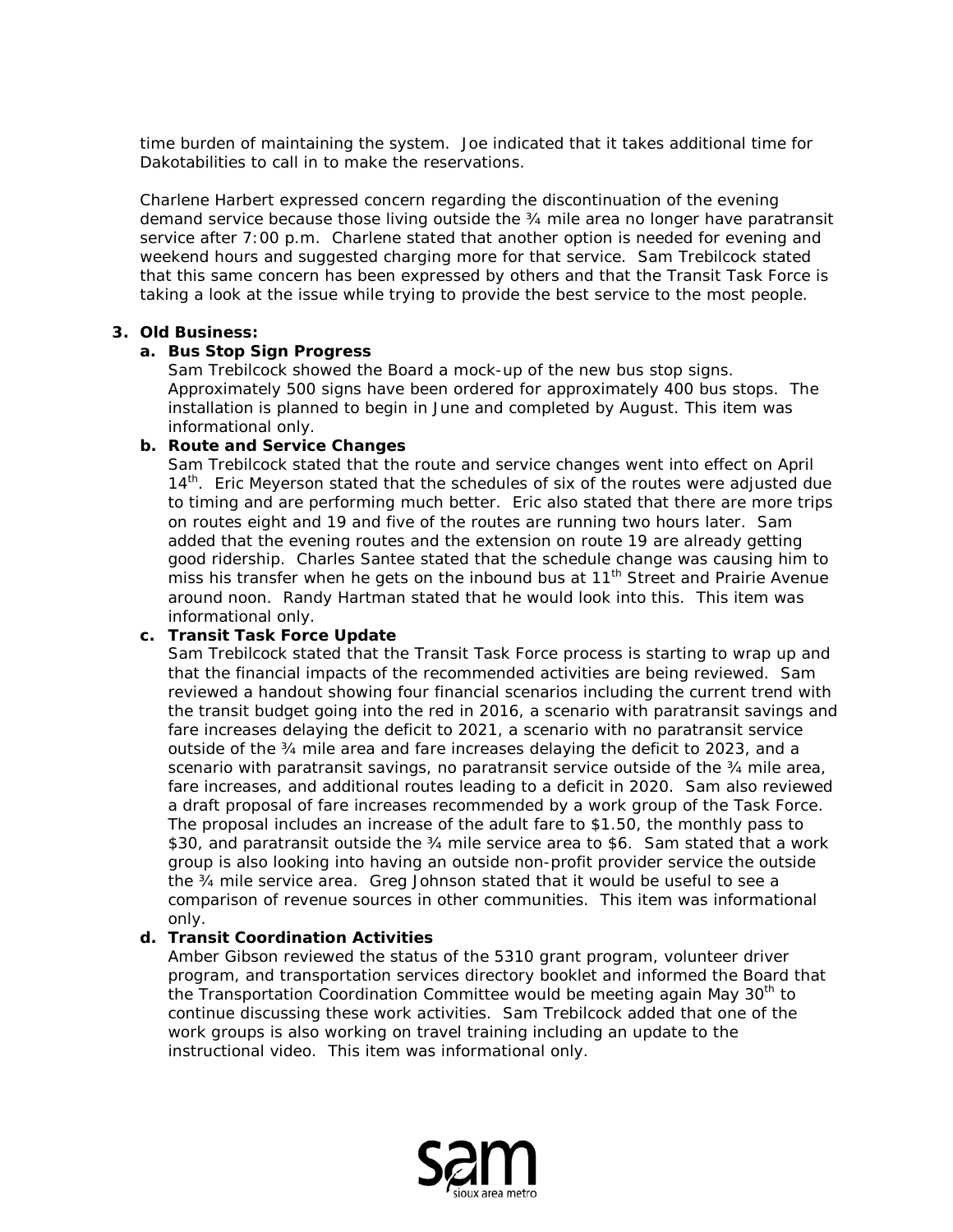time burden of maintaining the system. Joe indicated that it takes additional time for Dakotabilities to call in to make the reservations.

Charlene Harbert expressed concern regarding the discontinuation of the evening demand service because those living outside the ¾ mile area no longer have paratransit service after 7:00 p.m. Charlene stated that another option is needed for evening and weekend hours and suggested charging more for that service. Sam Trebilcock stated that this same concern has been expressed by others and that the Transit Task Force is taking a look at the issue while trying to provide the best service to the most people.

**3. Old Business:**

**a. Bus Stop Sign Progress**

Sam Trebilcock showed the Board a mock-up of the new bus stop signs. Approximately 500 signs have been ordered for approximately 400 bus stops. The installation is planned to begin in June and completed by August. This item was informational only.

**b. Route and Service Changes**

Sam Trebilcock stated that the route and service changes went into effect on April 14th. Eric Meyerson stated that the schedules of six of the routes were adjusted due to timing and are performing much better. Eric also stated that there are more trips on routes eight and 19 and five of the routes are running two hours later. Sam added that the evening routes and the extension on route 19 are already getting good ridership. Charles Santee stated that the schedule change was causing him to miss his transfer when he gets on the inbound bus at 11th Street and Prairie Avenue around noon. Randy Hartman stated that he would look into this. This item was informational only.

**c. Transit Task Force Update**

Sam Trebilcock stated that the Transit Task Force process is starting to wrap up and that the financial impacts of the recommended activities are being reviewed. Sam reviewed a handout showing four financial scenarios including the current trend with the transit budget going into the red in 2016, a scenario with paratransit savings and fare increases delaying the deficit to 2021, a scenario with no paratransit service outside of the ¾ mile area and fare increases delaying the deficit to 2023, and a scenario with paratransit savings, no paratransit service outside of the ¾ mile area, fare increases, and additional routes leading to a deficit in 2020. Sam also reviewed a draft proposal of fare increases recommended by a work group of the Task Force. The proposal includes an increase of the adult fare to $1.50, the monthly pass to $30, and paratransit outside the ¾ mile service area to $6. Sam stated that a work group is also looking into having an outside non-profit provider service the outside the ¾ mile service area. Greg Johnson stated that it would be useful to see a comparison of revenue sources in other communities. This item was informational only.

**d. Transit Coordination Activities**

Amber Gibson reviewed the status of the 5310 grant program, volunteer driver program, and transportation services directory booklet and informed the Board that the Transportation Coordination Committee would be meeting again May 30th to continue discussing these work activities. Sam Trebilcock added that one of the work groups is also working on travel training including an update to the instructional video. This item was informational only.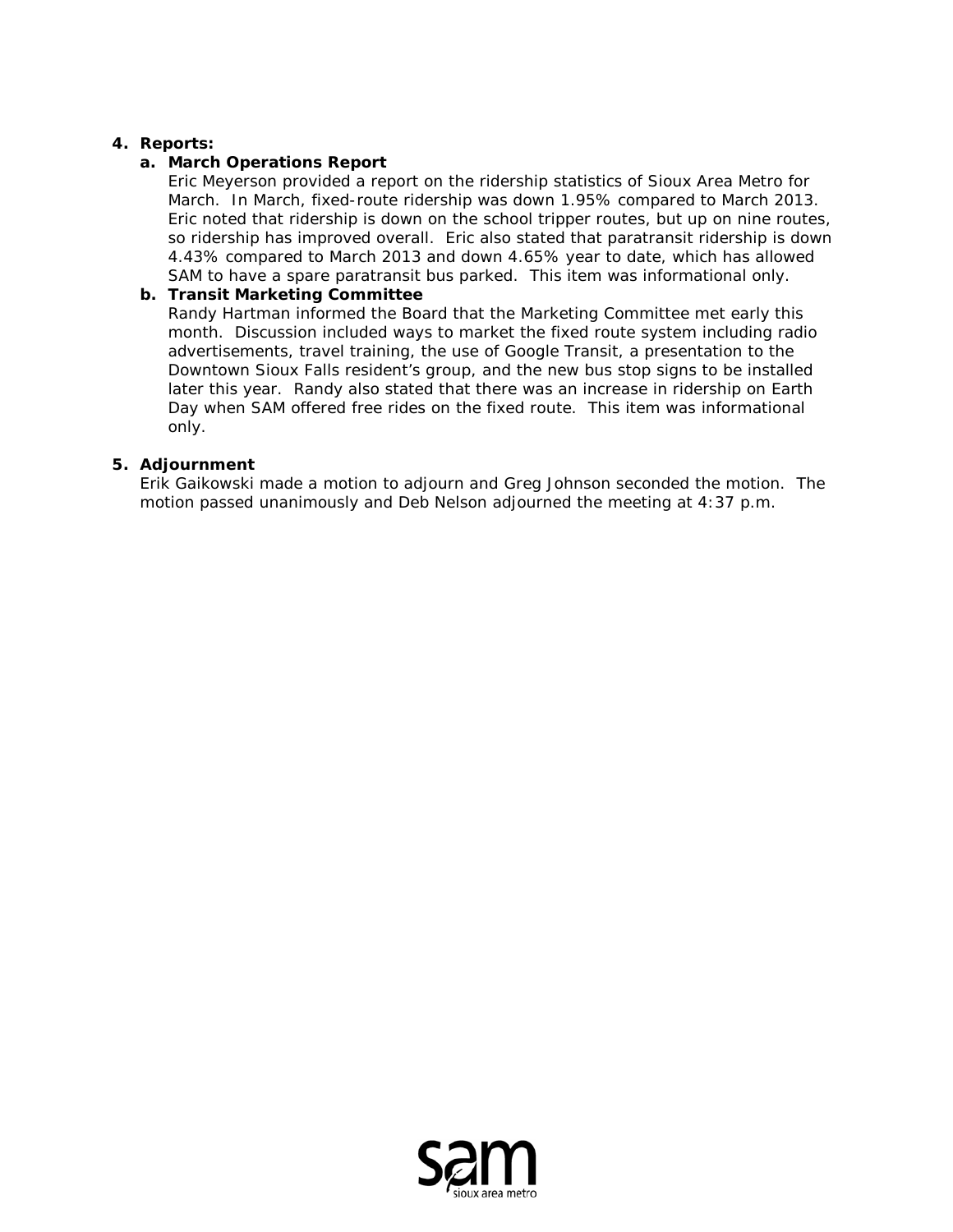4. **Reports:**

   a. **March Operations Report**

      Eric Meyerson provided a report on the ridership statistics of Sioux Area Metro for March. In March, fixed-route ridership was down 1.95% compared to March 2013. Eric noted that ridership is down on the school tripper routes, but up on nine routes, so ridership has improved overall. Eric also stated that paratransit ridership is down 4.43% compared to March 2013 and down 4.65% year to date, which has allowed SAM to have a spare paratransit bus parked. This item was informational only.

   b. **Transit Marketing Committee**

      Randy Hartman informed the Board that the Marketing Committee met early this month. Discussion included ways to market the fixed route system including radio advertisements, travel training, the use of Google Transit, a presentation to the Downtown Sioux Falls resident's group, and the new bus stop signs to be installed later this year. Randy also stated that there was an increase in ridership on Earth Day when SAM offered free rides on the fixed route. This item was informational only.

5. **Adjournment**

   Erik Gaikowski made a motion to adjourn and Greg Johnson seconded the motion. The motion passed unanimously and Deb Nelson adjourned the meeting at 4:37 p.m.